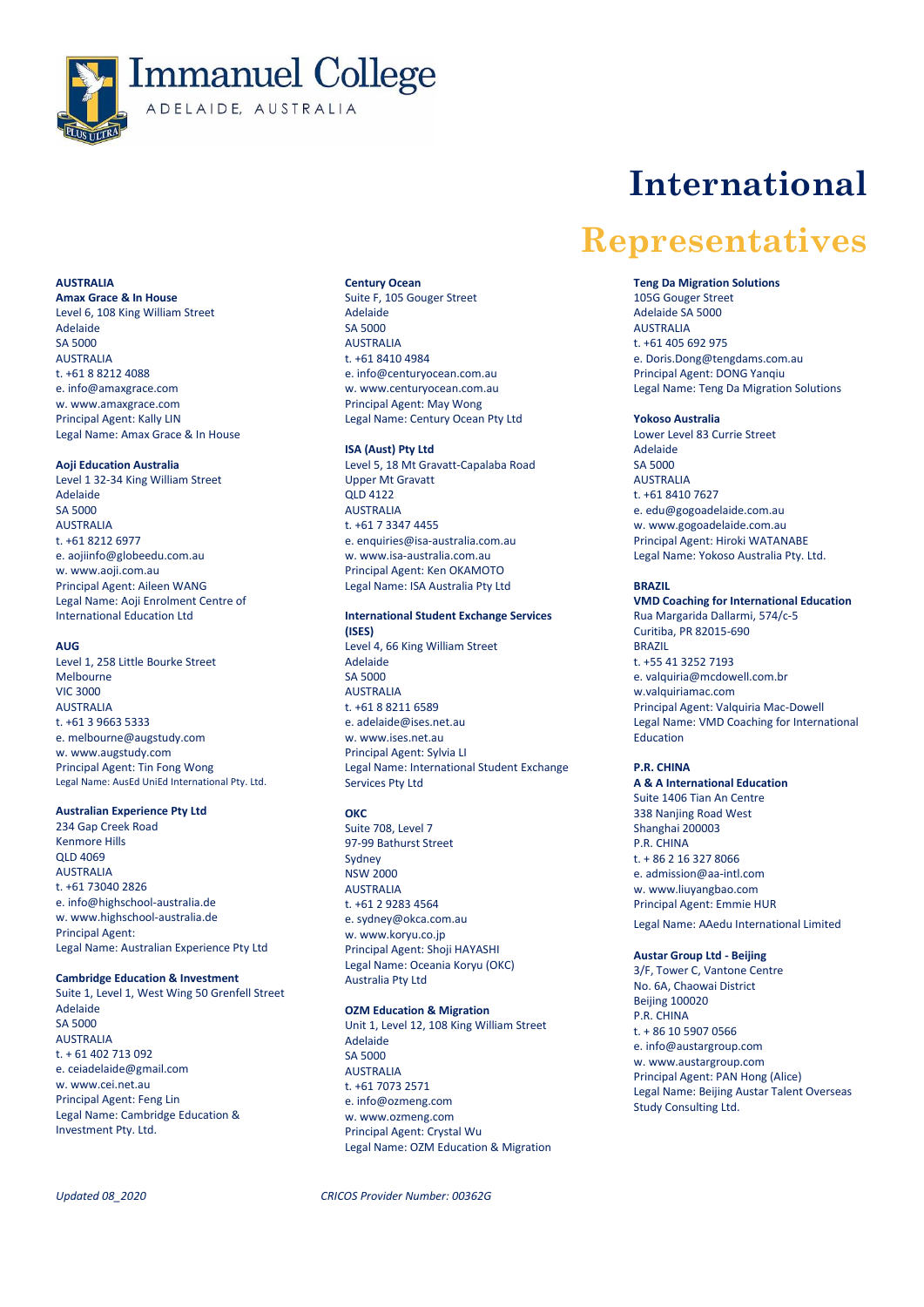# Immanuel College

ADELAIDE, AUSTRALIA

# International Representatives

## AUSTRALIA

**Amax Grace & In House**
Level 6, 108 King William Street
Adelaide
SA 5000
AUSTRALIA
t. +61 8 8212 4088
e. info@amaxgrace.com
w. www.amaxgrace.com
Principal Agent: Kally LIN
Legal Name: Amax Grace & In House

**Aoji Education Australia**
Level 1 32-34 King William Street
Adelaide
SA 5000
AUSTRALIA
t. +61 8212 6977
e. aojiinfo@globeedu.com.au
w. www.aoji.com.au
Principal Agent: Aileen WANG
Legal Name: Aoji Enrolment Centre of International Education Ltd

**AUG**
Level 1, 258 Little Bourke Street
Melbourne
VIC 3000
AUSTRALIA
t. +61 3 9663 5333
e. melbourne@augstudy.com
w. www.augstudy.com
Principal Agent: Tin Fong Wong
Legal Name: AusEd UniEd International Pty. Ltd.

**Australian Experience Pty Ltd**
234 Gap Creek Road
Kenmore Hills
QLD 4069
AUSTRALIA
t. +61 73040 2826
e. info@highschool-australia.de
w. www.highschool-australia.de
Principal Agent:
Legal Name: Australian Experience Pty Ltd

**Cambridge Education & Investment**
Suite 1, Level 1, West Wing 50 Grenfell Street
Adelaide
SA 5000
AUSTRALIA
t. + 61 402 713 092
e. ceiadelaide@gmail.com
w. www.cei.net.au
Principal Agent: Feng Lin
Legal Name: Cambridge Education & Investment Pty. Ltd.

**Century Ocean**
Suite F, 105 Gouger Street
Adelaide
SA 5000
AUSTRALIA
t. +61 8410 4984
e. info@centuryocean.com.au
w. www.centuryocean.com.au
Principal Agent: May Wong
Legal Name: Century Ocean Pty Ltd

**ISA (Aust) Pty Ltd**
Level 5, 18 Mt Gravatt-Capalaba Road
Upper Mt Gravatt
QLD 4122
AUSTRALIA
t. +61 7 3347 4455
e. enquiries@isa-australia.com.au
w. www.isa-australia.com.au
Principal Agent: Ken OKAMOTO
Legal Name: ISA Australia Pty Ltd

**International Student Exchange Services (ISES)**
Level 4, 66 King William Street
Adelaide
SA 5000
AUSTRALIA
t. +61 8 8211 6589
e. adelaide@ises.net.au
w. www.ises.net.au
Principal Agent: Sylvia LI
Legal Name: International Student Exchange Services Pty Ltd

**OKC**
Suite 708, Level 7
97-99 Bathurst Street
Sydney
NSW 2000
AUSTRALIA
t. +61 2 9283 4564
e. sydney@okca.com.au
w. www.koryu.co.jp
Principal Agent: Shoji HAYASHI
Legal Name: Oceania Koryu (OKC) Australia Pty Ltd

**OZM Education & Migration**
Unit 1, Level 12, 108 King William Street
Adelaide
SA 5000
AUSTRALIA
t. +61 7073 2571
e. info@ozmeng.com
w. www.ozmeng.com
Principal Agent: Crystal Wu
Legal Name: OZM Education & Migration

**Teng Da Migration Solutions**
105G Gouger Street
Adelaide SA 5000
AUSTRALIA
t. +61 405 692 975
e. Doris.Dong@tengdams.com.au
Principal Agent: DONG Yanqiu
Legal Name: Teng Da Migration Solutions

**Yokoso Australia**
Lower Level 83 Currie Street
Adelaide
SA 5000
AUSTRALIA
t. +61 8410 7627
e. edu@gogoadelaide.com.au
w. www.gogoadelaide.com.au
Principal Agent: Hiroki WATANABE
Legal Name: Yokoso Australia Pty. Ltd.

## BRAZIL

**VMD Coaching for International Education**
Rua Margarida Dallarmi, 574/c-5
Curitiba, PR 82015-690
BRAZIL
t. +55 41 3252 7193
e. valquiria@mcdowell.com.br
w.valquiriamac.com
Principal Agent: Valquiria Mac-Dowell
Legal Name: VMD Coaching for International Education

## P.R. CHINA

**A & A International Education**
Suite 1406 Tian An Centre
338 Nanjing Road West
Shanghai 200003
P.R. CHINA
t. + 86 2 16 327 8066
e. admission@aa-intl.com
w. www.liuyangbao.com
Principal Agent: Emmie HUR
Legal Name: AAedu International Limited

**Austar Group Ltd - Beijing**
3/F, Tower C, Vantone Centre
No. 6A, Chaowai District
Beijing 100020
P.R. CHINA
t. + 86 10 5907 0566
e. info@austargroup.com
w. www.austargroup.com
Principal Agent: PAN Hong (Alice)
Legal Name: Beijing Austar Talent Overseas Study Consulting Ltd.

*Updated 08_2020*

*CRICOS Provider Number: 00362G*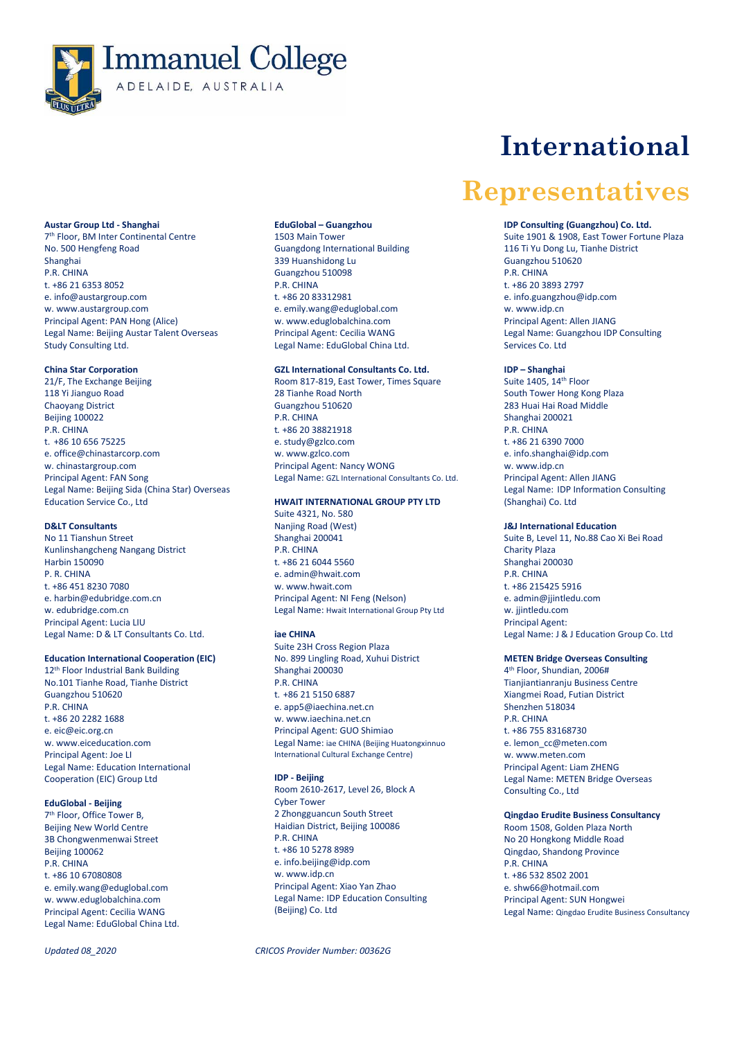# Immanuel College

ADELAIDE, AUSTRALIA

# International Representatives

**Austar Group Ltd - Shanghai**
7th Floor, BM Inter Continental Centre
No. 500 Hengfeng Road
Shanghai
P.R. CHINA
t. +86 21 6353 8052
e. info@austargroup.com
w. www.austargroup.com
Principal Agent: PAN Hong (Alice)
Legal Name: Beijing Austar Talent Overseas Study Consulting Ltd.

**China Star Corporation**
21/F, The Exchange Beijing
118 Yi Jianguo Road
Chaoyang District
Beijing 100022
P.R. CHINA
t. +86 10 656 75225
e. office@chinastarcorp.com
w. chinastargroup.com
Principal Agent: FAN Song
Legal Name: Beijing Sida (China Star) Overseas Education Service Co., Ltd

**D&LT Consultants**
No 11 Tianshun Street
Kunlinshangcheng Nangang District
Harbin 150090
P. R. CHINA
t. +86 451 8230 7080
e. harbin@edubridge.com.cn
w. edubridge.com.cn
Principal Agent: Lucia LIU
Legal Name: D & LT Consultants Co. Ltd.

**Education International Cooperation (EIC)**
12th Floor Industrial Bank Building
No.101 Tianhe Road, Tianhe District
Guangzhou 510620
P.R. CHINA
t. +86 20 2282 1688
e. eic@eic.org.cn
w. www.eiceducation.com
Principal Agent: Joe LI
Legal Name: Education International Cooperation (EIC) Group Ltd

**EduGlobal - Beijing**
7th Floor, Office Tower B,
Beijing New World Centre
3B Chongwenmenwai Street
Beijing 100062
P.R. CHINA
t. +86 10 67080808
e. emily.wang@eduglobal.com
w. www.eduglobalchina.com
Principal Agent: Cecilia WANG
Legal Name: EduGlobal China Ltd.

**EduGlobal – Guangzhou**
1503 Main Tower
Guangdong International Building
339 Huanshidong Lu
Guangzhou 510098
P.R. CHINA
t. +86 20 83312981
e. emily.wang@eduglobal.com
w. www.eduglobalchina.com
Principal Agent: Cecilia WANG
Legal Name: EduGlobal China Ltd.

**GZL International Consultants Co. Ltd.**
Room 817-819, East Tower, Times Square
28 Tianhe Road North
Guangzhou 510620
P.R. CHINA
t. +86 20 38821918
e. study@gzlco.com
w. www.gzlco.com
Principal Agent: Nancy WONG
Legal Name: GZL International Consultants Co. Ltd.

**HWAIT INTERNATIONAL GROUP PTY LTD**
Suite 4321, No. 580
Nanjing Road (West)
Shanghai 200041
P.R. CHINA
t. +86 21 6044 5560
e. admin@hwait.com
w. www.hwait.com
Principal Agent: NI Feng (Nelson)
Legal Name: Hwait International Group Pty Ltd

**iae CHINA**
Suite 23H Cross Region Plaza
No. 899 Lingling Road, Xuhui District
Shanghai 200030
P.R. CHINA
t. +86 21 5150 6887
e. app5@iaechina.net.cn
w. www.iaechina.net.cn
Principal Agent: GUO Shimiao
Legal Name: iae CHINA (Beijing Huatongxinnuo International Cultural Exchange Centre)

**IDP - Beijing**
Room 2610-2617, Level 26, Block A
Cyber Tower
2 Zhongguancun South Street
Haidian District, Beijing 100086
P.R. CHINA
t. +86 10 5278 8989
e. info.beijing@idp.com
w. www.idp.cn
Principal Agent: Xiao Yan Zhao
Legal Name: IDP Education Consulting (Beijing) Co. Ltd

**IDP Consulting (Guangzhou) Co. Ltd.**
Suite 1901 & 1908, East Tower Fortune Plaza
116 Ti Yu Dong Lu, Tianhe District
Guangzhou 510620
P.R. CHINA
t. +86 20 3893 2797
e. info.guangzhou@idp.com
w. www.idp.cn
Principal Agent: Allen JIANG
Legal Name: Guangzhou IDP Consulting Services Co. Ltd

**IDP – Shanghai**
Suite 1405, 14th Floor
South Tower Hong Kong Plaza
283 Huai Hai Road Middle
Shanghai 200021
P.R. CHINA
t. +86 21 6390 7000
e. info.shanghai@idp.com
w. www.idp.cn
Principal Agent: Allen JIANG
Legal Name: IDP Information Consulting (Shanghai) Co. Ltd

**J&J International Education**
Suite B, Level 11, No.88 Cao Xi Bei Road
Charity Plaza
Shanghai 200030
P.R. CHINA
t. +86 215425 5916
e. admin@jjintledu.com
w. jjintledu.com
Principal Agent:
Legal Name: J & J Education Group Co. Ltd

**METEN Bridge Overseas Consulting**
4th Floor, Shundian, 2006#
Tianjiantianranju Business Centre
Xiangmei Road, Futian District
Shenzhen 518034
P.R. CHINA
t. +86 755 83168730
e. lemon_cc@meten.com
w. www.meten.com
Principal Agent: Liam ZHENG
Legal Name: METEN Bridge Overseas Consulting Co., Ltd

**Qingdao Erudite Business Consultancy**
Room 1508, Golden Plaza North
No 20 Hongkong Middle Road
Qingdao, Shandong Province
P.R. CHINA
t. +86 532 8502 2001
e. shw66@hotmail.com
Principal Agent: SUN Hongwei
Legal Name: Qingdao Erudite Business Consultancy

*Updated 08_2020*

*CRICOS Provider Number: 00362G*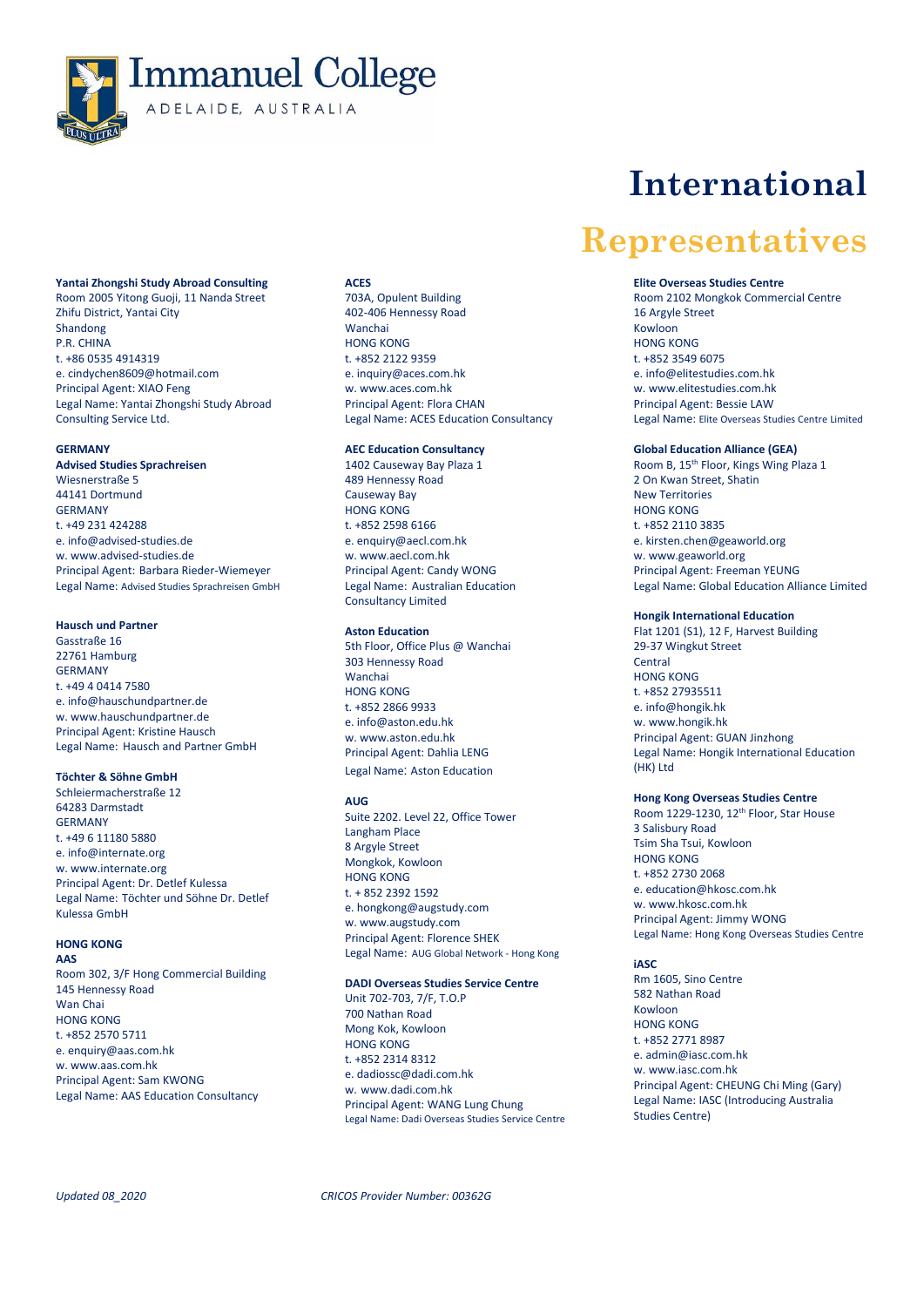# Immanuel College

ADELAIDE, AUSTRALIA

# International Representatives

**Yantai Zhongshi Study Abroad Consulting**
Room 2005 Yitong Guoji, 11 Nanda Street
Zhifu District, Yantai City
Shandong
P.R. CHINA
t. +86 0535 4914319
e. cindychen8609@hotmail.com
Principal Agent: XIAO Feng
Legal Name: Yantai Zhongshi Study Abroad Consulting Service Ltd.

## GERMANY

**Advised Studies Sprachreisen**
Wiesnerstraße 5
44141 Dortmund
GERMANY
t. +49 231 424288
e. info@advised-studies.de
w. www.advised-studies.de
Principal Agent: Barbara Rieder-Wiemeyer
Legal Name: Advised Studies Sprachreisen GmbH

**Hausch und Partner**
Gasstraße 16
22761 Hamburg
GERMANY
t. +49 4 0414 7580
e. info@hauschundpartner.de
w. www.hauschundpartner.de
Principal Agent: Kristine Hausch
Legal Name: Hausch and Partner GmbH

**Töchter & Söhne GmbH**
Schleiermacherstraße 12
64283 Darmstadt
GERMANY
t. +49 6 11180 5880
e. info@internate.org
w. www.internate.org
Principal Agent: Dr. Detlef Kulessa
Legal Name: Töchter und Söhne Dr. Detlef Kulessa GmbH

## HONG KONG

**AAS**
Room 302, 3/F Hong Commercial Building
145 Hennessy Road
Wan Chai
HONG KONG
t. +852 2570 5711
e. enquiry@aas.com.hk
w. www.aas.com.hk
Principal Agent: Sam KWONG
Legal Name: AAS Education Consultancy

**ACES**
703A, Opulent Building
402-406 Hennessy Road
Wanchai
HONG KONG
t. +852 2122 9359
e. inquiry@aces.com.hk
w. www.aces.com.hk
Principal Agent: Flora CHAN
Legal Name: ACES Education Consultancy

**AEC Education Consultancy**
1402 Causeway Bay Plaza 1
489 Hennessy Road
Causeway Bay
HONG KONG
t. +852 2598 6166
e. enquiry@aecl.com.hk
w. www.aecl.com.hk
Principal Agent: Candy WONG
Legal Name: Australian Education Consultancy Limited

**Aston Education**
5th Floor, Office Plus @ Wanchai
303 Hennessy Road
Wanchai
HONG KONG
t. +852 2866 9933
e. info@aston.edu.hk
w. www.aston.edu.hk
Principal Agent: Dahlia LENG
Legal Name: Aston Education

**AUG**
Suite 2202. Level 22, Office Tower
Langham Place
8 Argyle Street
Mongkok, Kowloon
HONG KONG
t. + 852 2392 1592
e. hongkong@augstudy.com
w. www.augstudy.com
Principal Agent: Florence SHEK
Legal Name: AUG Global Network - Hong Kong

**DADI Overseas Studies Service Centre**
Unit 702-703, 7/F, T.O.P
700 Nathan Road
Mong Kok, Kowloon
HONG KONG
t. +852 2314 8312
e. dadiossc@dadi.com.hk
w. www.dadi.com.hk
Principal Agent: WANG Lung Chung
Legal Name: Dadi Overseas Studies Service Centre

**Elite Overseas Studies Centre**
Room 2102 Mongkok Commercial Centre
16 Argyle Street
Kowloon
HONG KONG
t. +852 3549 6075
e. info@elitestudies.com.hk
w. www.elitestudies.com.hk
Principal Agent: Bessie LAW
Legal Name: Elite Overseas Studies Centre Limited

**Global Education Alliance (GEA)**
Room B, 15th Floor, Kings Wing Plaza 1
2 On Kwan Street, Shatin
New Territories
HONG KONG
t. +852 2110 3835
e. kirsten.chen@geaworld.org
w. www.geaworld.org
Principal Agent: Freeman YEUNG
Legal Name: Global Education Alliance Limited

**Hongik International Education**
Flat 1201 (S1), 12 F, Harvest Building
29-37 Wingkut Street
Central
HONG KONG
t. +852 27935511
e. info@hongik.hk
w. www.hongik.hk
Principal Agent: GUAN Jinzhong
Legal Name: Hongik International Education (HK) Ltd

**Hong Kong Overseas Studies Centre**
Room 1229-1230, 12th Floor, Star House
3 Salisbury Road
Tsim Sha Tsui, Kowloon
HONG KONG
t. +852 2730 2068
e. education@hkosc.com.hk
w. www.hkosc.com.hk
Principal Agent: Jimmy WONG
Legal Name: Hong Kong Overseas Studies Centre

**iASC**
Rm 1605, Sino Centre
582 Nathan Road
Kowloon
HONG KONG
t. +852 2771 8987
e. admin@iasc.com.hk
w. www.iasc.com.hk
Principal Agent: CHEUNG Chi Ming (Gary)
Legal Name: IASC (Introducing Australia Studies Centre)

*Updated 08_2020*

*CRICOS Provider Number: 00362G*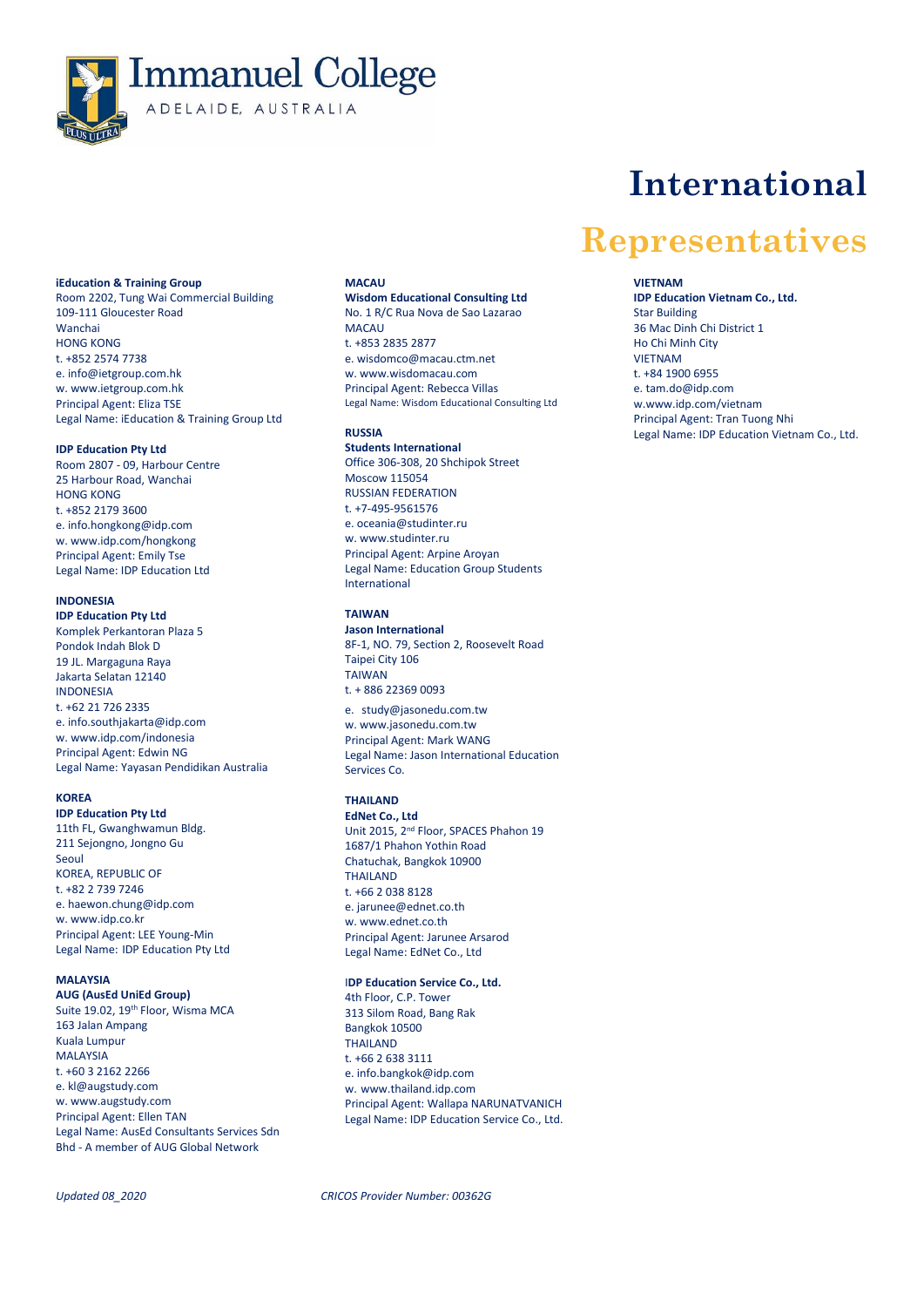Immanuel College

ADELAIDE, AUSTRALIA

# International Representatives

**iEducation & Training Group**
Room 2202, Tung Wai Commercial Building
109-111 Gloucester Road
Wanchai
HONG KONG
t. +852 2574 7738
e. info@ietgroup.com.hk
w. www.ietgroup.com.hk
Principal Agent: Eliza TSE
Legal Name: iEducation & Training Group Ltd

**IDP Education Pty Ltd**
Room 2807 - 09, Harbour Centre
25 Harbour Road, Wanchai
HONG KONG
t. +852 2179 3600
e. info.hongkong@idp.com
w. www.idp.com/hongkong
Principal Agent: Emily Tse
Legal Name: IDP Education Ltd

**INDONESIA**
**IDP Education Pty Ltd**
Komplek Perkantoran Plaza 5
Pondok Indah Blok D
19 JL. Margaguna Raya
Jakarta Selatan 12140
INDONESIA
t. +62 21 726 2335
e. info.southjakarta@idp.com
w. www.idp.com/indonesia
Principal Agent: Edwin NG
Legal Name: Yayasan Pendidikan Australia

**KOREA**
**IDP Education Pty Ltd**
11th FL, Gwanghwamun Bldg.
211 Sejongno, Jongno Gu
Seoul
KOREA, REPUBLIC OF
t. +82 2 739 7246
e. haewon.chung@idp.com
w. www.idp.co.kr
Principal Agent: LEE Young-Min
Legal Name: IDP Education Pty Ltd

**MALAYSIA**
**AUG (AusEd UniEd Group)**
Suite 19.02, 19th Floor, Wisma MCA
163 Jalan Ampang
Kuala Lumpur
MALAYSIA
t. +60 3 2162 2266
e. kl@augstudy.com
w. www.augstudy.com
Principal Agent: Ellen TAN
Legal Name: AusEd Consultants Services Sdn Bhd - A member of AUG Global Network

**MACAU**
**Wisdom Educational Consulting Ltd**
No. 1 R/C Rua Nova de Sao Lazarao
MACAU
t. +853 2835 2877
e. wisdomco@macau.ctm.net
w. www.wisdomacau.com
Principal Agent: Rebecca Villas
Legal Name: Wisdom Educational Consulting Ltd

**RUSSIA**
**Students International**
Office 306-308, 20 Shchipok Street
Moscow 115054
RUSSIAN FEDERATION
t. +7-495-9561576
e. oceania@studinter.ru
w. www.studinter.ru
Principal Agent: Arpine Aroyan
Legal Name: Education Group Students International

**TAIWAN**
**Jason International**
8F-1, NO. 79, Section 2, Roosevelt Road
Taipei City 106
TAIWAN
t. + 886 22369 0093
e. study@jasonedu.com.tw
w. www.jasonedu.com.tw
Principal Agent: Mark WANG
Legal Name: Jason International Education Services Co.

**THAILAND**
**EdNet Co., Ltd**
Unit 2015, 2nd Floor, SPACES Phahon 19
1687/1 Phahon Yothin Road
Chatuchak, Bangkok 10900
THAILAND
t. +66 2 038 8128
e. jarunee@ednet.co.th
w. www.ednet.co.th
Principal Agent: Jarunee Arsarod
Legal Name: EdNet Co., Ltd

**IDP Education Service Co., Ltd.**
4th Floor, C.P. Tower
313 Silom Road, Bang Rak
Bangkok 10500
THAILAND
t. +66 2 638 3111
e. info.bangkok@idp.com
w. www.thailand.idp.com
Principal Agent: Wallapa NARUNATVANICH
Legal Name: IDP Education Service Co., Ltd.

**VIETNAM**
**IDP Education Vietnam Co., Ltd.**
Star Building
36 Mac Dinh Chi District 1
Ho Chi Minh City
VIETNAM
t. +84 1900 6955
e. tam.do@idp.com
w.www.idp.com/vietnam
Principal Agent: Tran Tuong Nhi
Legal Name: IDP Education Vietnam Co., Ltd.

*Updated 08_2020*

*CRICOS Provider Number: 00362G*